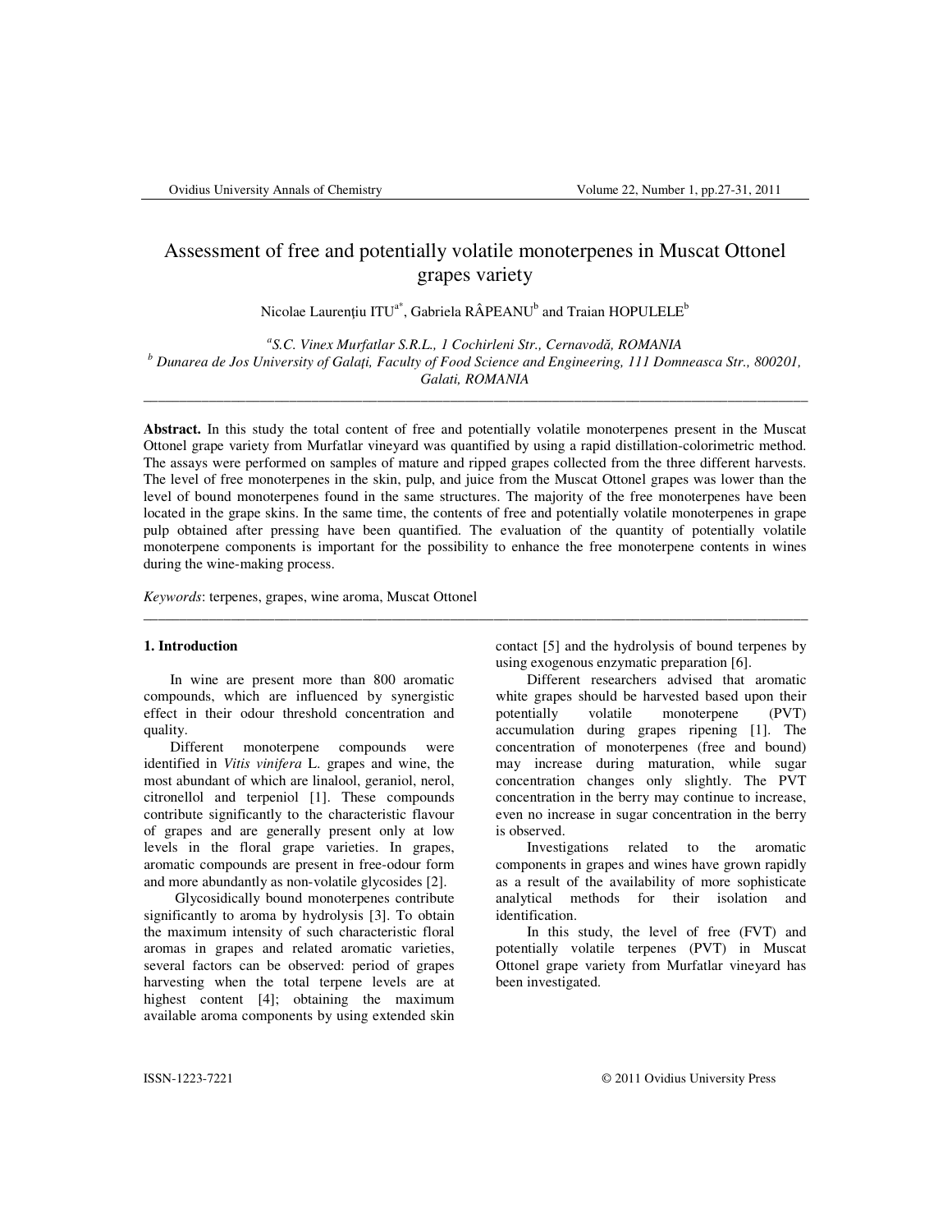# Assessment of free and potentially volatile monoterpenes in Muscat Ottonel grapes variety

Nicolae Laurențiu ITU[a*], Gabriela RÂPEANU[b] and Traian HOPULELE[b]

[a]*S.C. Vinex Murfatlar S.R.L., 1 Cochirleni Str., Cernavodă, ROMANIA*
[b] *Dunarea de Jos University of Galați, Faculty of Food Science and Engineering, 111 Domneasca Str., 800201, Galati, ROMANIA*

---

**Abstract.** In this study the total content of free and potentially volatile monoterpenes present in the Muscat Ottonel grape variety from Murfatlar vineyard was quantified by using a rapid distillation-colorimetric method. The assays were performed on samples of mature and ripped grapes collected from the three different harvests. The level of free monoterpenes in the skin, pulp, and juice from the Muscat Ottonel grapes was lower than the level of bound monoterpenes found in the same structures. The majority of the free monoterpenes have been located in the grape skins. In the same time, the contents of free and potentially volatile monoterpenes in grape pulp obtained after pressing have been quantified. The evaluation of the quantity of potentially volatile monoterpene components is important for the possibility to enhance the free monoterpene contents in wines during the wine-making process.

*Keywords*: terpenes, grapes, wine aroma, Muscat Ottonel

---

## 1. Introduction

In wine are present more than 800 aromatic compounds, which are influenced by synergistic effect in their odour threshold concentration and quality.

Different monoterpene compounds were identified in *Vitis vinifera* L. grapes and wine, the most abundant of which are linalool, geraniol, nerol, citronellol and terpeniol [1]. These compounds contribute significantly to the characteristic flavour of grapes and are generally present only at low levels in the floral grape varieties. In grapes, aromatic compounds are present in free-odour form and more abundantly as non-volatile glycosides [2].

Glycosidically bound monoterpenes contribute significantly to aroma by hydrolysis [3]. To obtain the maximum intensity of such characteristic floral aromas in grapes and related aromatic varieties, several factors can be observed: period of grapes harvesting when the total terpene levels are at highest content [4]; obtaining the maximum available aroma components by using extended skin contact [5] and the hydrolysis of bound terpenes by using exogenous enzymatic preparation [6].

Different researchers advised that aromatic white grapes should be harvested based upon their potentially volatile monoterpene (PVT) accumulation during grapes ripening [1]. The concentration of monoterpenes (free and bound) may increase during maturation, while sugar concentration changes only slightly. The PVT concentration in the berry may continue to increase, even no increase in sugar concentration in the berry is observed.

Investigations related to the aromatic components in grapes and wines have grown rapidly as a result of the availability of more sophisticate analytical methods for their isolation and identification.

In this study, the level of free (FVT) and potentially volatile terpenes (PVT) in Muscat Ottonel grape variety from Murfatlar vineyard has been investigated.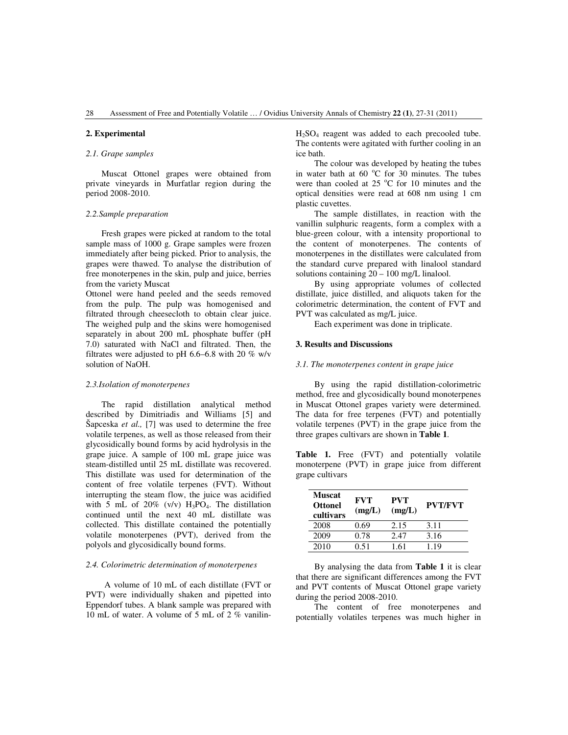## 2. Experimental

### *2.1. Grape samples*

Muscat Ottonel grapes were obtained from private vineyards in Murfatlar region during the period 2008-2010.

### *2.2.Sample preparation*

Fresh grapes were picked at random to the total sample mass of 1000 g. Grape samples were frozen immediately after being picked. Prior to analysis, the grapes were thawed. To analyse the distribution of free monoterpenes in the skin, pulp and juice, berries from the variety Muscat Ottonel were hand peeled and the seeds removed from the pulp. The pulp was homogenised and filtrated through cheesecloth to obtain clear juice. The weighed pulp and the skins were homogenised separately in about 200 mL phosphate buffer (pH 7.0) saturated with NaCl and filtrated. Then, the filtrates were adjusted to pH 6.6–6.8 with 20 % w/v solution of NaOH.

### *2.3.Isolation of monoterpenes*

The rapid distillation analytical method described by Dimitriadis and Williams [5] and Šapceska *et al.,* [7] was used to determine the free volatile terpenes, as well as those released from their glycosidically bound forms by acid hydrolysis in the grape juice. A sample of 100 mL grape juice was steam-distilled until 25 mL distillate was recovered. This distillate was used for determination of the content of free volatile terpenes (FVT). Without interrupting the steam flow, the juice was acidified with 5 mL of 20% (v/v) $H_3PO_4$. The distillation continued until the next 40 mL distillate was collected. This distillate contained the potentially volatile monoterpenes (PVT), derived from the polyols and glycosidically bound forms.

### *2.4. Colorimetric determination of monoterpenes*

A volume of 10 mL of each distillate (FVT or PVT) were individually shaken and pipetted into Eppendorf tubes. A blank sample was prepared with 10 mL of water. A volume of 5 mL of 2 % vanilin-$H_2SO_4$ reagent was added to each precooled tube. The contents were agitated with further cooling in an ice bath.

The colour was developed by heating the tubes in water bath at 60 °C for 30 minutes. The tubes were than cooled at 25 °C for 10 minutes and the optical densities were read at 608 nm using 1 cm plastic cuvettes.

The sample distillates, in reaction with the vanillin sulphuric reagents, form a complex with a blue-green colour, with a intensity proportional to the content of monoterpenes. The contents of monoterpenes in the distillates were calculated from the standard curve prepared with linalool standard solutions containing 20 – 100 mg/L linalool.

By using appropriate volumes of collected distillate, juice distilled, and aliquots taken for the colorimetric determination, the content of FVT and PVT was calculated as mg/L juice.

Each experiment was done in triplicate.

## 3. Results and Discussions

### *3.1. The monoterpenes content in grape juice*

By using the rapid distillation-colorimetric method, free and glycosidically bound monoterpenes in Muscat Ottonel grapes variety were determined. The data for free terpenes (FVT) and potentially volatile terpenes (PVT) in the grape juice from the three grapes cultivars are shown in **Table 1**.

**Table 1.** Free (FVT) and potentially volatile monoterpene (PVT) in grape juice from different grape cultivars

| Muscat Ottonel cultivars | FVT (mg/L) | PVT (mg/L) | PVT/FVT |
|---|---|---|---|
| 2008 | 0.69 | 2.15 | 3.11 |
| 2009 | 0.78 | 2.47 | 3.16 |
| 2010 | 0.51 | 1.61 | 1.19 |

By analysing the data from **Table 1** it is clear that there are significant differences among the FVT and PVT contents of Muscat Ottonel grape variety during the period 2008-2010.

The content of free monoterpenes and potentially volatiles terpenes was much higher in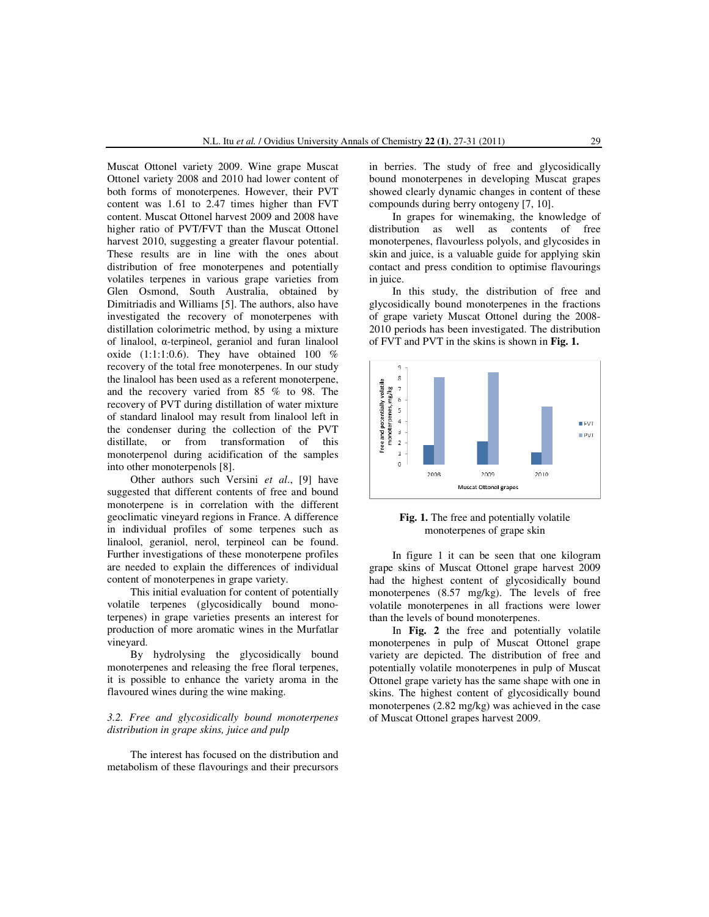Muscat Ottonel variety 2009. Wine grape Muscat Ottonel variety 2008 and 2010 had lower content of both forms of monoterpenes. However, their PVT content was 1.61 to 2.47 times higher than FVT content. Muscat Ottonel harvest 2009 and 2008 have higher ratio of PVT/FVT than the Muscat Ottonel harvest 2010, suggesting a greater flavour potential. These results are in line with the ones about distribution of free monoterpenes and potentially volatiles terpenes in various grape varieties from Glen Osmond, South Australia, obtained by Dimitriadis and Williams [5]. The authors, also have investigated the recovery of monoterpenes with distillation colorimetric method, by using a mixture of linalool, α-terpineol, geraniol and furan linalool oxide (1:1:1:0.6). They have obtained 100 % recovery of the total free monoterpenes. In our study the linalool has been used as a referent monoterpene, and the recovery varied from 85 % to 98. The recovery of PVT during distillation of water mixture of standard linalool may result from linalool left in the condenser during the collection of the PVT distillate, or from transformation of this monoterpenol during acidification of the samples into other monoterpenols [8].

Other authors such Versini *et al*., [9] have suggested that different contents of free and bound monoterpene is in correlation with the different geoclimatic vineyard regions in France. A difference in individual profiles of some terpenes such as linalool, geraniol, nerol, terpineol can be found. Further investigations of these monoterpene profiles are needed to explain the differences of individual content of monoterpenes in grape variety.

This initial evaluation for content of potentially volatile terpenes (glycosidically bound monoterpenes) in grape varieties presents an interest for production of more aromatic wines in the Murfatlar vineyard.

By hydrolysing the glycosidically bound monoterpenes and releasing the free floral terpenes, it is possible to enhance the variety aroma in the flavoured wines during the wine making.

### *3.2. Free and glycosidically bound monoterpenes distribution in grape skins, juice and pulp*

The interest has focused on the distribution and metabolism of these flavourings and their precursors in berries. The study of free and glycosidically bound monoterpenes in developing Muscat grapes showed clearly dynamic changes in content of these compounds during berry ontogeny [7, 10].

In grapes for winemaking, the knowledge of distribution as well as contents of free monoterpenes, flavourless polyols, and glycosides in skin and juice, is a valuable guide for applying skin contact and press condition to optimise flavourings in juice.

In this study, the distribution of free and glycosidically bound monoterpenes in the fractions of grape variety Muscat Ottonel during the 2008-2010 periods has been investigated. The distribution of FVT and PVT in the skins is shown in **Fig. 1.**

**Fig. 1.** The free and potentially volatile monoterpenes of grape skin

In figure 1 it can be seen that one kilogram grape skins of Muscat Ottonel grape harvest 2009 had the highest content of glycosidically bound monoterpenes (8.57 mg/kg). The levels of free volatile monoterpenes in all fractions were lower than the levels of bound monoterpenes.

In **Fig. 2** the free and potentially volatile monoterpenes in pulp of Muscat Ottonel grape variety are depicted. The distribution of free and potentially volatile monoterpenes in pulp of Muscat Ottonel grape variety has the same shape with one in skins. The highest content of glycosidically bound monoterpenes (2.82 mg/kg) was achieved in the case of Muscat Ottonel grapes harvest 2009.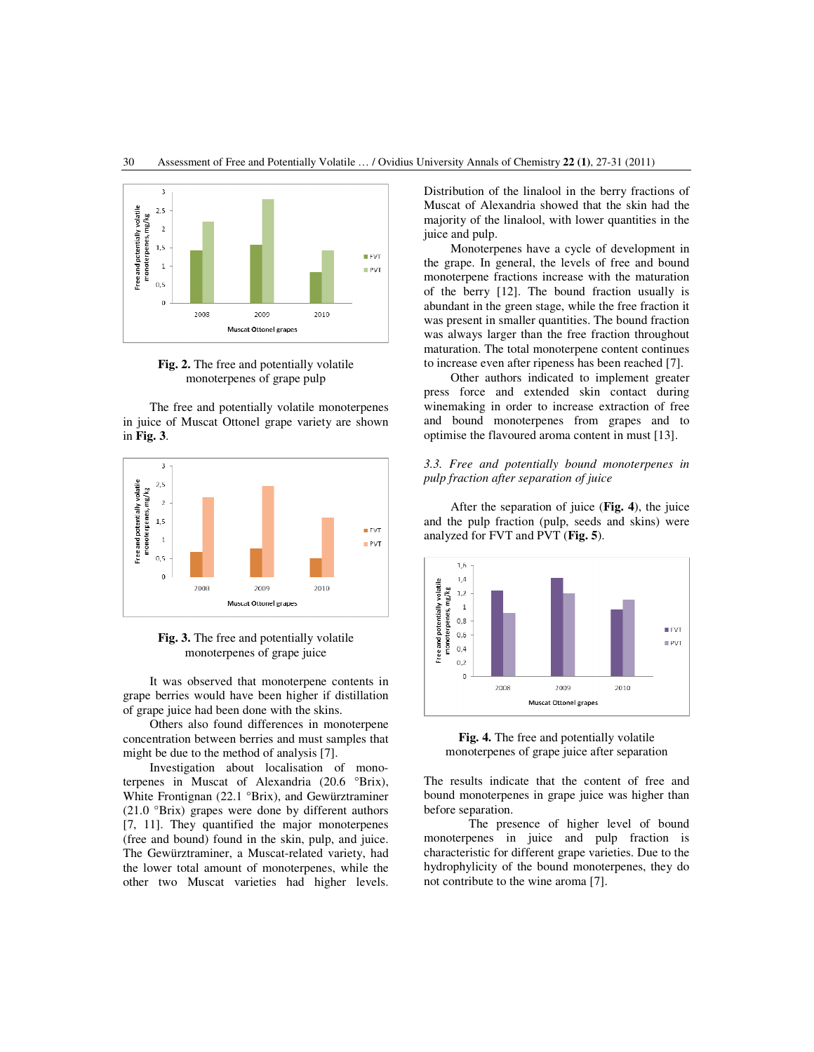Fig. 2. The free and potentially volatile monoterpenes of grape pulp

The free and potentially volatile monoterpenes in juice of Muscat Ottonel grape variety are shown in **Fig. 3**.

Fig. 3. The free and potentially volatile monoterpenes of grape juice

It was observed that monoterpene contents in grape berries would have been higher if distillation of grape juice had been done with the skins.

Others also found differences in monoterpene concentration between berries and must samples that might be due to the method of analysis [7].

Investigation about localisation of monoterpenes in Muscat of Alexandria (20.6 °Brix), White Frontignan (22.1 °Brix), and Gewürztraminer (21.0 °Brix) grapes were done by different authors [7, 11]. They quantified the major monoterpenes (free and bound) found in the skin, pulp, and juice. The Gewürztraminer, a Muscat-related variety, had the lower total amount of monoterpenes, while the other two Muscat varieties had higher levels. Distribution of the linalool in the berry fractions of Muscat of Alexandria showed that the skin had the majority of the linalool, with lower quantities in the juice and pulp.

Monoterpenes have a cycle of development in the grape. In general, the levels of free and bound monoterpene fractions increase with the maturation of the berry [12]. The bound fraction usually is abundant in the green stage, while the free fraction it was present in smaller quantities. The bound fraction was always larger than the free fraction throughout maturation. The total monoterpene content continues to increase even after ripeness has been reached [7].

Other authors indicated to implement greater press force and extended skin contact during winemaking in order to increase extraction of free and bound monoterpenes from grapes and to optimise the flavoured aroma content in must [13].

### *3.3. Free and potentially bound monoterpenes in pulp fraction after separation of juice*

After the separation of juice (**Fig. 4**), the juice and the pulp fraction (pulp, seeds and skins) were analyzed for FVT and PVT (**Fig. 5**).

Fig. 4. The free and potentially volatile monoterpenes of grape juice after separation

The results indicate that the content of free and bound monoterpenes in grape juice was higher than before separation.

The presence of higher level of bound monoterpenes in juice and pulp fraction is characteristic for different grape varieties. Due to the hydrophylicity of the bound monoterpenes, they do not contribute to the wine aroma [7].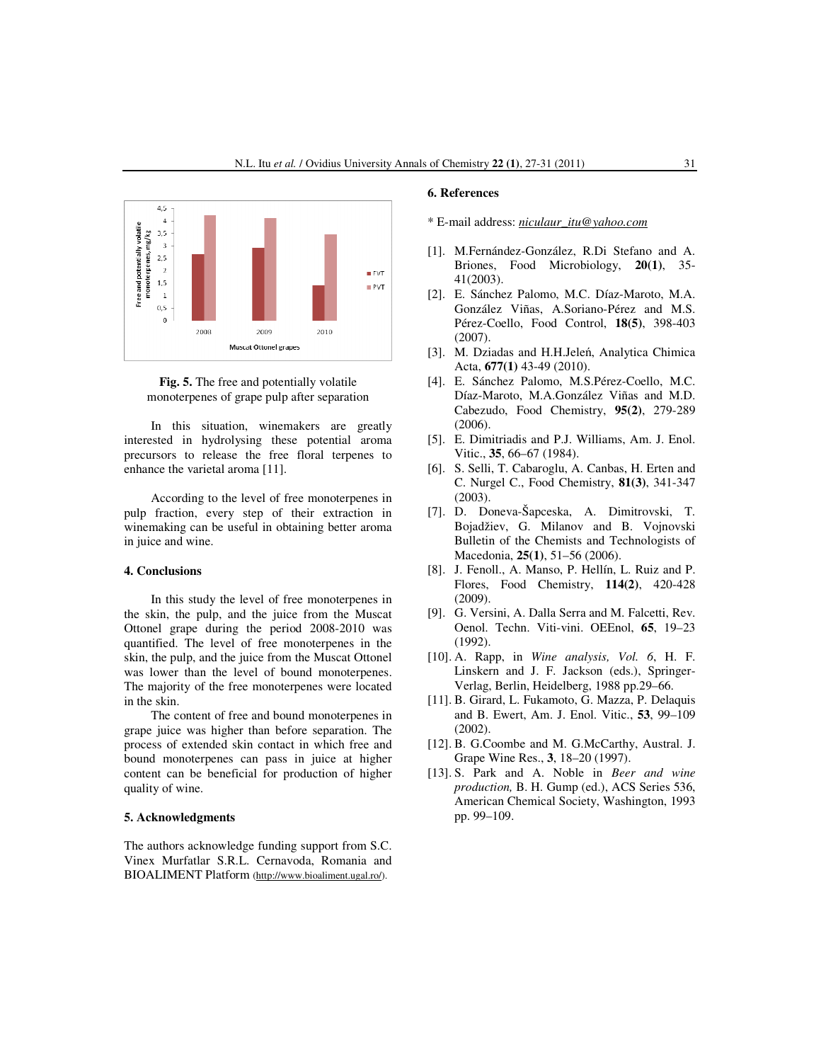4,5
4
3,5
3
2,5
2
1,5
1
0,5
0

Free and potentially volatile monoterpenes, mg/kg

2008
2009
2010

Muscat Ottonel grapes

FVT
PVT

**Fig. 5.** The free and potentially volatile monoterpenes of grape pulp after separation

In this situation, winemakers are greatly interested in hydrolysing these potential aroma precursors to release the free floral terpenes to enhance the varietal aroma [11].

According to the level of free monoterpenes in pulp fraction, every step of their extraction in winemaking can be useful in obtaining better aroma in juice and wine.

## 4. Conclusions

In this study the level of free monoterpenes in the skin, the pulp, and the juice from the Muscat Ottonel grape during the period 2008-2010 was quantified. The level of free monoterpenes in the skin, the pulp, and the juice from the Muscat Ottonel was lower than the level of bound monoterpenes. The majority of the free monoterpenes were located in the skin.

The content of free and bound monoterpenes in grape juice was higher than before separation. The process of extended skin contact in which free and bound monoterpenes can pass in juice at higher content can be beneficial for production of higher quality of wine.

## 5. Acknowledgments

The authors acknowledge funding support from S.C. Vinex Murfatlar S.R.L. Cernavoda, Romania and BIOALIMENT Platform (http://www.bioaliment.ugal.ro/).

## 6. References

* E-mail address: *niculaur_itu@yahoo.com*

[1]. M.Fernández-González, R.Di Stefano and A. Briones, Food Microbiology, **20(1)**, 35-41(2003).

[2]. E. Sánchez Palomo, M.C. Díaz-Maroto, M.A. González Viñas, A.Soriano-Pérez and M.S. Pérez-Coello, Food Control, **18**(**5**), 398-403 (2007).

[3]. M. Dziadas and H.H.Jeleń, Analytica Chimica Acta, **677(1)** 43-49 (2010).

[4]. E. Sánchez Palomo, M.S.Pérez-Coello, M.C. Díaz-Maroto, M.A.González Viñas and M.D. Cabezudo, Food Chemistry, **95(2)**, 279-289 (2006).

[5]. E. Dimitriadis and P.J. Williams, Am. J. Enol. Vitic., **35**, 66–67 (1984).

[6]. S. Selli, T. Cabaroglu, A. Canbas, H. Erten and C. Nurgel C., Food Chemistry, **81(3)**, 341-347 (2003).

[7]. D. Doneva-Šapceska, A. Dimitrovski, T. Bojadžiev, G. Milanov and B. Vojnovski Bulletin of the Chemists and Technologists of Macedonia, **25(1)**, 51–56 (2006).

[8]. J. Fenoll., A. Manso, P. Hellín, L. Ruiz and P. Flores, Food Chemistry, **114(2)**, 420-428 (2009).

[9]. G. Versini, A. Dalla Serra and M. Falcetti, Rev. Oenol. Techn. Viti-vini. OEEnol, **65**, 19–23 (1992).

[10]. A. Rapp, in *Wine analysis, Vol. 6*, H. F. Linskern and J. F. Jackson (eds.), Springer-Verlag, Berlin, Heidelberg, 1988 pp.29–66.

[11]. B. Girard, L. Fukamoto, G. Mazza, P. Delaquis and B. Ewert, Am. J. Enol. Vitic., **53**, 99–109 (2002).

[12]. B. G.Coombe and M. G.McCarthy, Austral. J. Grape Wine Res., **3**, 18–20 (1997).

[13]. S. Park and A. Noble in *Beer and wine production,* B. H. Gump (ed.), ACS Series 536, American Chemical Society, Washington, 1993 pp. 99–109.